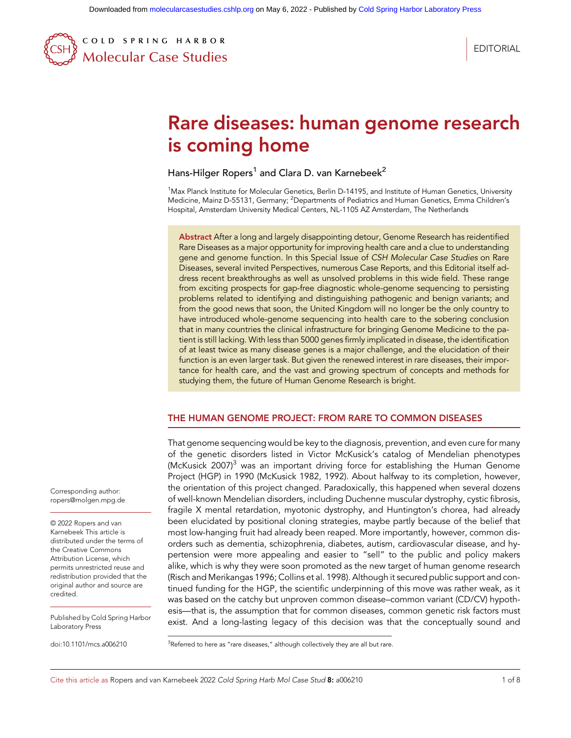Downloaded from molecularcasestudies.cshlp.org on May 6, 2022 - Published by Cold Spring Harbor Laboratory Press

COLD SPRING HARBOR Molecular Case Studies

EDITORIAL

# Rare diseases: human genome research is coming home

Hans-Hilger Ropers[1] and Clara D. van Karnebeek[2]

[1]Max Planck Institute for Molecular Genetics, Berlin D-14195, and Institute of Human Genetics, University Medicine, Mainz D-55131, Germany; [2]Departments of Pediatrics and Human Genetics, Emma Children's Hospital, Amsterdam University Medical Centers, NL-1105 AZ Amsterdam, The Netherlands

**Abstract** After a long and largely disappointing detour, Genome Research has reidentified Rare Diseases as a major opportunity for improving health care and a clue to understanding gene and genome function. In this Special Issue of *CSH Molecular Case Studies* on Rare Diseases, several invited Perspectives, numerous Case Reports, and this Editorial itself address recent breakthroughs as well as unsolved problems in this wide field. These range from exciting prospects for gap-free diagnostic whole-genome sequencing to persisting problems related to identifying and distinguishing pathogenic and benign variants; and from the good news that soon, the United Kingdom will no longer be the only country to have introduced whole-genome sequencing into health care to the sobering conclusion that in many countries the clinical infrastructure for bringing Genome Medicine to the patient is still lacking. With less than 5000 genes firmly implicated in disease, the identification of at least twice as many disease genes is a major challenge, and the elucidation of their function is an even larger task. But given the renewed interest in rare diseases, their importance for health care, and the vast and growing spectrum of concepts and methods for studying them, the future of Human Genome Research is bright.

## THE HUMAN GENOME PROJECT: FROM RARE TO COMMON DISEASES

That genome sequencing would be key to the diagnosis, prevention, and even cure for many of the genetic disorders listed in Victor McKusick's catalog of Mendelian phenotypes (McKusick 2007)[3] was an important driving force for establishing the Human Genome Project (HGP) in 1990 (McKusick 1982, 1992). About halfway to its completion, however, the orientation of this project changed. Paradoxically, this happened when several dozens of well-known Mendelian disorders, including Duchenne muscular dystrophy, cystic fibrosis, fragile X mental retardation, myotonic dystrophy, and Huntington's chorea, had already been elucidated by positional cloning strategies, maybe partly because of the belief that most low-hanging fruit had already been reaped. More importantly, however, common disorders such as dementia, schizophrenia, diabetes, autism, cardiovascular disease, and hypertension were more appealing and easier to "sell" to the public and policy makers alike, which is why they were soon promoted as the new target of human genome research (Risch and Merikangas 1996; Collins et al. 1998). Although it secured public support and continued funding for the HGP, the scientific underpinning of this move was rather weak, as it was based on the catchy but unproven common disease–common variant (CD/CV) hypothesis—that is, the assumption that for common diseases, common genetic risk factors must exist. And a long-lasting legacy of this decision was that the conceptually sound and

[3]Referred to here as "rare diseases," although collectively they are all but rare.

Corresponding author: ropers@molgen.mpg.de

© 2022 Ropers and van Karnebeek This article is distributed under the terms of the Creative Commons Attribution License, which permits unrestricted reuse and redistribution provided that the original author and source are credited.

Published by Cold Spring Harbor Laboratory Press

doi:10.1101/mcs.a006210

Cite this article as Ropers and van Karnebeek 2022 *Cold Spring Harb Mol Case Stud* **8:** a006210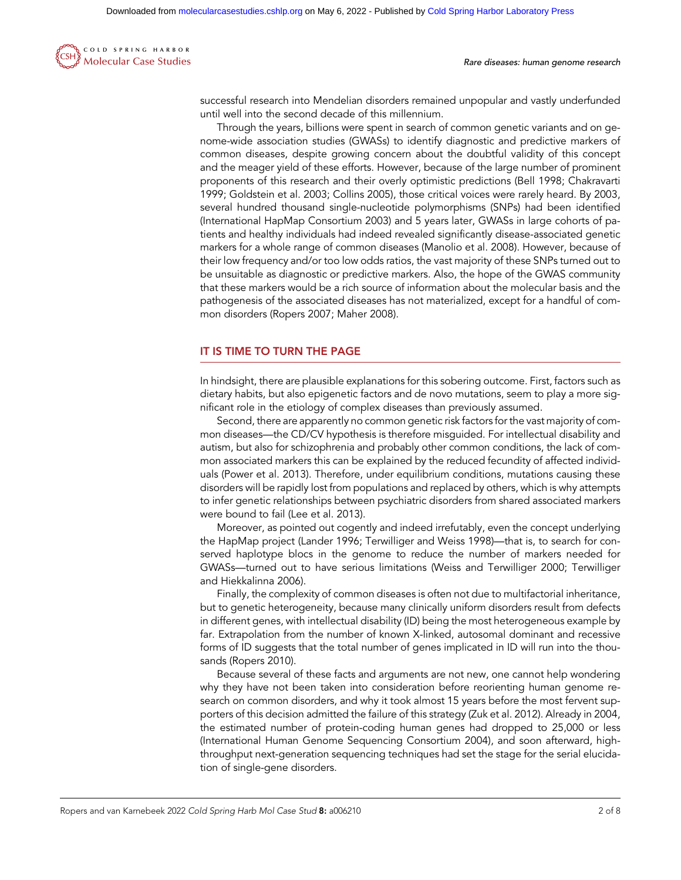successful research into Mendelian disorders remained unpopular and vastly underfunded until well into the second decade of this millennium.

Through the years, billions were spent in search of common genetic variants and on genome-wide association studies (GWASs) to identify diagnostic and predictive markers of common diseases, despite growing concern about the doubtful validity of this concept and the meager yield of these efforts. However, because of the large number of prominent proponents of this research and their overly optimistic predictions (Bell 1998; Chakravarti 1999; Goldstein et al. 2003; Collins 2005), those critical voices were rarely heard. By 2003, several hundred thousand single-nucleotide polymorphisms (SNPs) had been identified (International HapMap Consortium 2003) and 5 years later, GWASs in large cohorts of patients and healthy individuals had indeed revealed significantly disease-associated genetic markers for a whole range of common diseases (Manolio et al. 2008). However, because of their low frequency and/or too low odds ratios, the vast majority of these SNPs turned out to be unsuitable as diagnostic or predictive markers. Also, the hope of the GWAS community that these markers would be a rich source of information about the molecular basis and the pathogenesis of the associated diseases has not materialized, except for a handful of common disorders (Ropers 2007; Maher 2008).

## IT IS TIME TO TURN THE PAGE

In hindsight, there are plausible explanations for this sobering outcome. First, factors such as dietary habits, but also epigenetic factors and de novo mutations, seem to play a more significant role in the etiology of complex diseases than previously assumed.

Second, there are apparently no common genetic risk factors for the vast majority of common diseases—the CD/CV hypothesis is therefore misguided. For intellectual disability and autism, but also for schizophrenia and probably other common conditions, the lack of common associated markers this can be explained by the reduced fecundity of affected individuals (Power et al. 2013). Therefore, under equilibrium conditions, mutations causing these disorders will be rapidly lost from populations and replaced by others, which is why attempts to infer genetic relationships between psychiatric disorders from shared associated markers were bound to fail (Lee et al. 2013).

Moreover, as pointed out cogently and indeed irrefutably, even the concept underlying the HapMap project (Lander 1996; Terwilliger and Weiss 1998)—that is, to search for conserved haplotype blocs in the genome to reduce the number of markers needed for GWASs—turned out to have serious limitations (Weiss and Terwilliger 2000; Terwilliger and Hiekkalinna 2006).

Finally, the complexity of common diseases is often not due to multifactorial inheritance, but to genetic heterogeneity, because many clinically uniform disorders result from defects in different genes, with intellectual disability (ID) being the most heterogeneous example by far. Extrapolation from the number of known X-linked, autosomal dominant and recessive forms of ID suggests that the total number of genes implicated in ID will run into the thousands (Ropers 2010).

Because several of these facts and arguments are not new, one cannot help wondering why they have not been taken into consideration before reorienting human genome research on common disorders, and why it took almost 15 years before the most fervent supporters of this decision admitted the failure of this strategy (Zuk et al. 2012). Already in 2004, the estimated number of protein-coding human genes had dropped to 25,000 or less (International Human Genome Sequencing Consortium 2004), and soon afterward, high-throughput next-generation sequencing techniques had set the stage for the serial elucidation of single-gene disorders.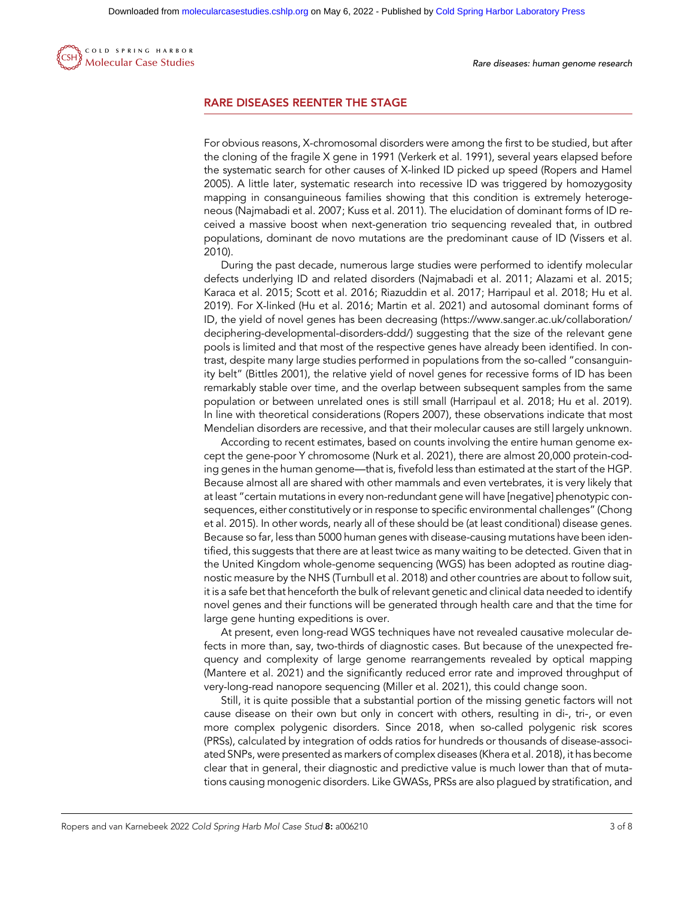## RARE DISEASES REENTER THE STAGE

For obvious reasons, X-chromosomal disorders were among the first to be studied, but after the cloning of the fragile X gene in 1991 (Verkerk et al. 1991), several years elapsed before the systematic search for other causes of X-linked ID picked up speed (Ropers and Hamel 2005). A little later, systematic research into recessive ID was triggered by homozygosity mapping in consanguineous families showing that this condition is extremely heterogeneous (Najmabadi et al. 2007; Kuss et al. 2011). The elucidation of dominant forms of ID received a massive boost when next-generation trio sequencing revealed that, in outbred populations, dominant de novo mutations are the predominant cause of ID (Vissers et al. 2010).

During the past decade, numerous large studies were performed to identify molecular defects underlying ID and related disorders (Najmabadi et al. 2011; Alazami et al. 2015; Karaca et al. 2015; Scott et al. 2016; Riazuddin et al. 2017; Harripaul et al. 2018; Hu et al. 2019). For X-linked (Hu et al. 2016; Martin et al. 2021) and autosomal dominant forms of ID, the yield of novel genes has been decreasing (https://www.sanger.ac.uk/collaboration/deciphering-developmental-disorders-ddd/) suggesting that the size of the relevant gene pools is limited and that most of the respective genes have already been identified. In contrast, despite many large studies performed in populations from the so-called "consanguinity belt" (Bittles 2001), the relative yield of novel genes for recessive forms of ID has been remarkably stable over time, and the overlap between subsequent samples from the same population or between unrelated ones is still small (Harripaul et al. 2018; Hu et al. 2019). In line with theoretical considerations (Ropers 2007), these observations indicate that most Mendelian disorders are recessive, and that their molecular causes are still largely unknown.

According to recent estimates, based on counts involving the entire human genome except the gene-poor Y chromosome (Nurk et al. 2021), there are almost 20,000 protein-coding genes in the human genome—that is, fivefold less than estimated at the start of the HGP. Because almost all are shared with other mammals and even vertebrates, it is very likely that at least "certain mutations in every non-redundant gene will have [negative] phenotypic consequences, either constitutively or in response to specific environmental challenges" (Chong et al. 2015). In other words, nearly all of these should be (at least conditional) disease genes. Because so far, less than 5000 human genes with disease-causing mutations have been identified, this suggests that there are at least twice as many waiting to be detected. Given that in the United Kingdom whole-genome sequencing (WGS) has been adopted as routine diagnostic measure by the NHS (Turnbull et al. 2018) and other countries are about to follow suit, it is a safe bet that henceforth the bulk of relevant genetic and clinical data needed to identify novel genes and their functions will be generated through health care and that the time for large gene hunting expeditions is over.

At present, even long-read WGS techniques have not revealed causative molecular defects in more than, say, two-thirds of diagnostic cases. But because of the unexpected frequency and complexity of large genome rearrangements revealed by optical mapping (Mantere et al. 2021) and the significantly reduced error rate and improved throughput of very-long-read nanopore sequencing (Miller et al. 2021), this could change soon.

Still, it is quite possible that a substantial portion of the missing genetic factors will not cause disease on their own but only in concert with others, resulting in di-, tri-, or even more complex polygenic disorders. Since 2018, when so-called polygenic risk scores (PRSs), calculated by integration of odds ratios for hundreds or thousands of disease-associated SNPs, were presented as markers of complex diseases (Khera et al. 2018), it has become clear that in general, their diagnostic and predictive value is much lower than that of mutations causing monogenic disorders. Like GWASs, PRSs are also plagued by stratification, and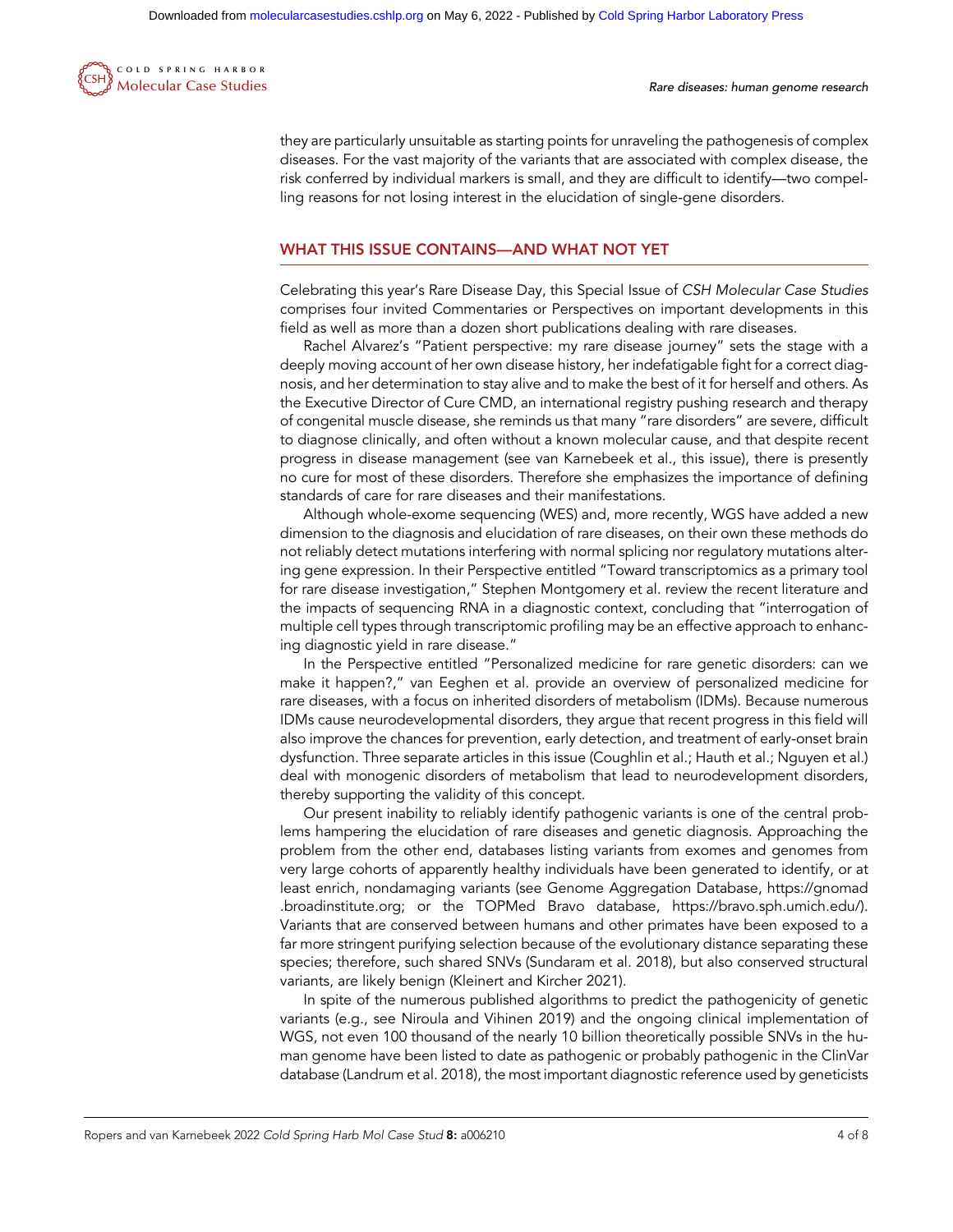they are particularly unsuitable as starting points for unraveling the pathogenesis of complex diseases. For the vast majority of the variants that are associated with complex disease, the risk conferred by individual markers is small, and they are difficult to identify—two compelling reasons for not losing interest in the elucidation of single-gene disorders.

## WHAT THIS ISSUE CONTAINS—AND WHAT NOT YET

Celebrating this year's Rare Disease Day, this Special Issue of *CSH Molecular Case Studies* comprises four invited Commentaries or Perspectives on important developments in this field as well as more than a dozen short publications dealing with rare diseases.

Rachel Alvarez's "Patient perspective: my rare disease journey" sets the stage with a deeply moving account of her own disease history, her indefatigable fight for a correct diagnosis, and her determination to stay alive and to make the best of it for herself and others. As the Executive Director of Cure CMD, an international registry pushing research and therapy of congenital muscle disease, she reminds us that many "rare disorders" are severe, difficult to diagnose clinically, and often without a known molecular cause, and that despite recent progress in disease management (see van Karnebeek et al., this issue), there is presently no cure for most of these disorders. Therefore she emphasizes the importance of defining standards of care for rare diseases and their manifestations.

Although whole-exome sequencing (WES) and, more recently, WGS have added a new dimension to the diagnosis and elucidation of rare diseases, on their own these methods do not reliably detect mutations interfering with normal splicing nor regulatory mutations altering gene expression. In their Perspective entitled "Toward transcriptomics as a primary tool for rare disease investigation," Stephen Montgomery et al. review the recent literature and the impacts of sequencing RNA in a diagnostic context, concluding that "interrogation of multiple cell types through transcriptomic profiling may be an effective approach to enhancing diagnostic yield in rare disease."

In the Perspective entitled "Personalized medicine for rare genetic disorders: can we make it happen?," van Eeghen et al. provide an overview of personalized medicine for rare diseases, with a focus on inherited disorders of metabolism (IDMs). Because numerous IDMs cause neurodevelopmental disorders, they argue that recent progress in this field will also improve the chances for prevention, early detection, and treatment of early-onset brain dysfunction. Three separate articles in this issue (Coughlin et al.; Hauth et al.; Nguyen et al.) deal with monogenic disorders of metabolism that lead to neurodevelopment disorders, thereby supporting the validity of this concept.

Our present inability to reliably identify pathogenic variants is one of the central problems hampering the elucidation of rare diseases and genetic diagnosis. Approaching the problem from the other end, databases listing variants from exomes and genomes from very large cohorts of apparently healthy individuals have been generated to identify, or at least enrich, nondamaging variants (see Genome Aggregation Database, https://gnomad.broadinstitute.org; or the TOPMed Bravo database, https://bravo.sph.umich.edu/). Variants that are conserved between humans and other primates have been exposed to a far more stringent purifying selection because of the evolutionary distance separating these species; therefore, such shared SNVs (Sundaram et al. 2018), but also conserved structural variants, are likely benign (Kleinert and Kircher 2021).

In spite of the numerous published algorithms to predict the pathogenicity of genetic variants (e.g., see Niroula and Vihinen 2019) and the ongoing clinical implementation of WGS, not even 100 thousand of the nearly 10 billion theoretically possible SNVs in the human genome have been listed to date as pathogenic or probably pathogenic in the ClinVar database (Landrum et al. 2018), the most important diagnostic reference used by geneticists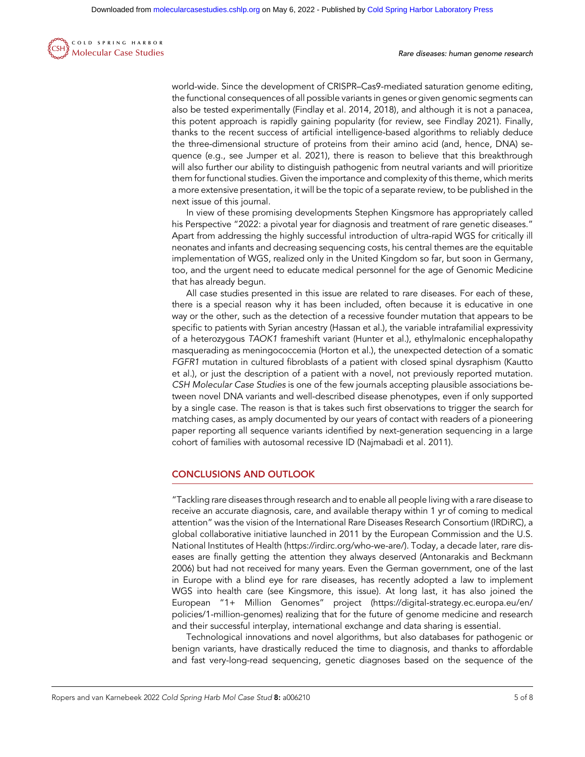world-wide. Since the development of CRISPR–Cas9-mediated saturation genome editing, the functional consequences of all possible variants in genes or given genomic segments can also be tested experimentally (Findlay et al. 2014, 2018), and although it is not a panacea, this potent approach is rapidly gaining popularity (for review, see Findlay 2021). Finally, thanks to the recent success of artificial intelligence-based algorithms to reliably deduce the three-dimensional structure of proteins from their amino acid (and, hence, DNA) sequence (e.g., see Jumper et al. 2021), there is reason to believe that this breakthrough will also further our ability to distinguish pathogenic from neutral variants and will prioritize them for functional studies. Given the importance and complexity of this theme, which merits a more extensive presentation, it will be the topic of a separate review, to be published in the next issue of this journal.

In view of these promising developments Stephen Kingsmore has appropriately called his Perspective "2022: a pivotal year for diagnosis and treatment of rare genetic diseases." Apart from addressing the highly successful introduction of ultra-rapid WGS for critically ill neonates and infants and decreasing sequencing costs, his central themes are the equitable implementation of WGS, realized only in the United Kingdom so far, but soon in Germany, too, and the urgent need to educate medical personnel for the age of Genomic Medicine that has already begun.

All case studies presented in this issue are related to rare diseases. For each of these, there is a special reason why it has been included, often because it is educative in one way or the other, such as the detection of a recessive founder mutation that appears to be specific to patients with Syrian ancestry (Hassan et al.), the variable intrafamilial expressivity of a heterozygous *TAOK1* frameshift variant (Hunter et al.), ethylmalonic encephalopathy masquerading as meningococcemia (Horton et al.), the unexpected detection of a somatic *FGFR1* mutation in cultured fibroblasts of a patient with closed spinal dysraphism (Kautto et al.), or just the description of a patient with a novel, not previously reported mutation. *CSH Molecular Case Studies* is one of the few journals accepting plausible associations between novel DNA variants and well-described disease phenotypes, even if only supported by a single case. The reason is that is takes such first observations to trigger the search for matching cases, as amply documented by our years of contact with readers of a pioneering paper reporting all sequence variants identified by next-generation sequencing in a large cohort of families with autosomal recessive ID (Najmabadi et al. 2011).

## CONCLUSIONS AND OUTLOOK

"Tackling rare diseases through research and to enable all people living with a rare disease to receive an accurate diagnosis, care, and available therapy within 1 yr of coming to medical attention" was the vision of the International Rare Diseases Research Consortium (IRDiRC), a global collaborative initiative launched in 2011 by the European Commission and the U.S. National Institutes of Health (https://irdirc.org/who-we-are/). Today, a decade later, rare diseases are finally getting the attention they always deserved (Antonarakis and Beckmann 2006) but had not received for many years. Even the German government, one of the last in Europe with a blind eye for rare diseases, has recently adopted a law to implement WGS into health care (see Kingsmore, this issue). At long last, it has also joined the European "1+ Million Genomes" project (https://digital-strategy.ec.europa.eu/en/policies/1-million-genomes) realizing that for the future of genome medicine and research and their successful interplay, international exchange and data sharing is essential.

Technological innovations and novel algorithms, but also databases for pathogenic or benign variants, have drastically reduced the time to diagnosis, and thanks to affordable and fast very-long-read sequencing, genetic diagnoses based on the sequence of the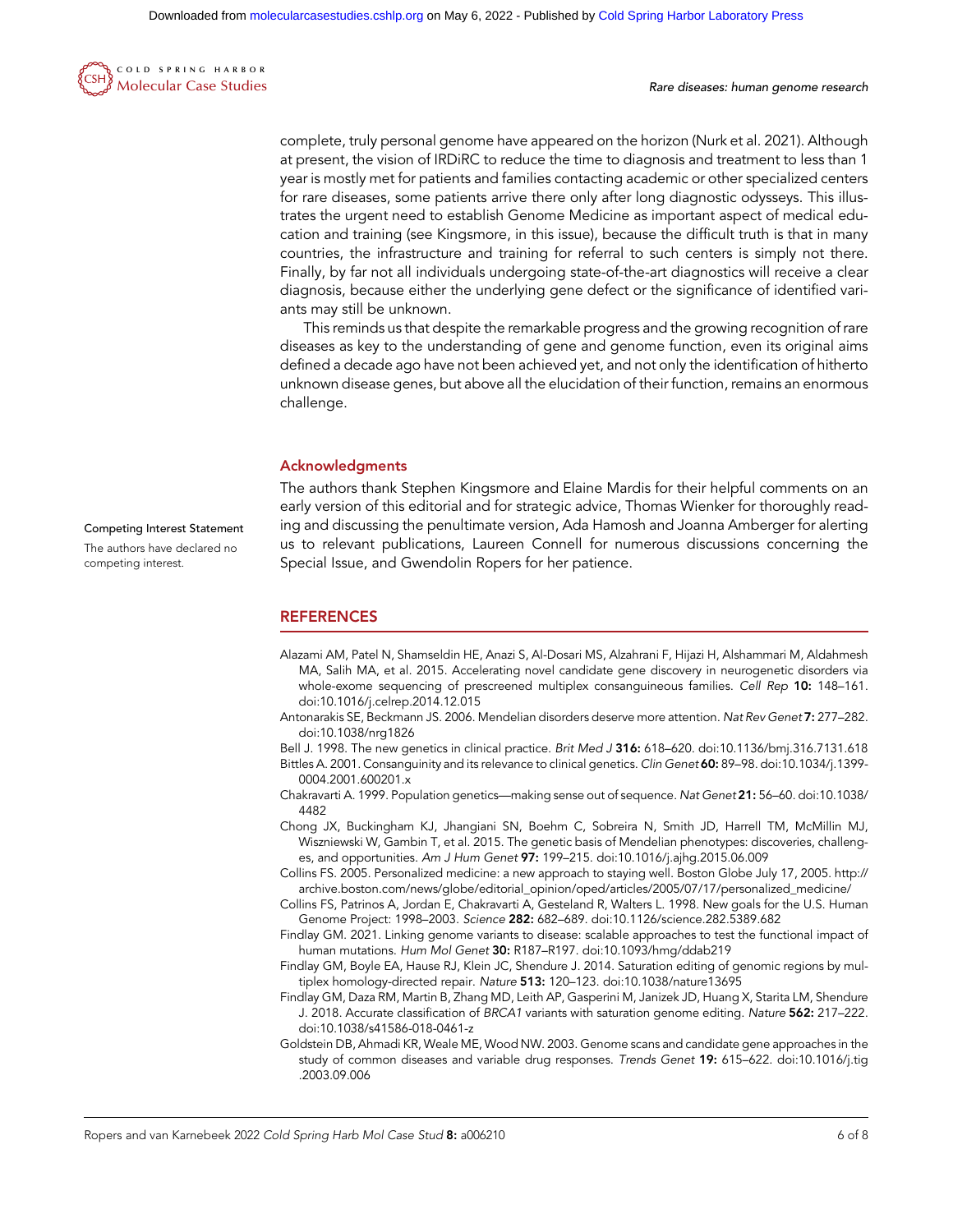complete, truly personal genome have appeared on the horizon (Nurk et al. 2021). Although at present, the vision of IRDiRC to reduce the time to diagnosis and treatment to less than 1 year is mostly met for patients and families contacting academic or other specialized centers for rare diseases, some patients arrive there only after long diagnostic odysseys. This illustrates the urgent need to establish Genome Medicine as important aspect of medical education and training (see Kingsmore, in this issue), because the difficult truth is that in many countries, the infrastructure and training for referral to such centers is simply not there. Finally, by far not all individuals undergoing state-of-the-art diagnostics will receive a clear diagnosis, because either the underlying gene defect or the significance of identified variants may still be unknown.

This reminds us that despite the remarkable progress and the growing recognition of rare diseases as key to the understanding of gene and genome function, even its original aims defined a decade ago have not been achieved yet, and not only the identification of hitherto unknown disease genes, but above all the elucidation of their function, remains an enormous challenge.

## Acknowledgments

The authors thank Stephen Kingsmore and Elaine Mardis for their helpful comments on an early version of this editorial and for strategic advice, Thomas Wienker for thoroughly reading and discussing the penultimate version, Ada Hamosh and Joanna Amberger for alerting us to relevant publications, Laureen Connell for numerous discussions concerning the Special Issue, and Gwendolin Ropers for her patience.

**Competing Interest Statement**

The authors have declared no competing interest.

## REFERENCES

Alazami AM, Patel N, Shamseldin HE, Anazi S, Al-Dosari MS, Alzahrani F, Hijazi H, Alshammari M, Aldahmesh MA, Salih MA, et al. 2015. Accelerating novel candidate gene discovery in neurogenetic disorders via whole-exome sequencing of prescreened multiplex consanguineous families. *Cell Rep* **10:** 148–161. doi:10.1016/j.celrep.2014.12.015

Antonarakis SE, Beckmann JS. 2006. Mendelian disorders deserve more attention. *Nat Rev Genet* **7:** 277–282. doi:10.1038/nrg1826

Bell J. 1998. The new genetics in clinical practice. *Brit Med J* **316:** 618–620. doi:10.1136/bmj.316.7131.618

Bittles A. 2001. Consanguinity and its relevance to clinical genetics. *Clin Genet* **60:** 89–98. doi:10.1034/j.1399-0004.2001.600201.x

Chakravarti A. 1999. Population genetics—making sense out of sequence. *Nat Genet* **21:** 56–60. doi:10.1038/4482

Chong JX, Buckingham KJ, Jhangiani SN, Boehm C, Sobreira N, Smith JD, Harrell TM, McMillin MJ, Wiszniewski W, Gambin T, et al. 2015. The genetic basis of Mendelian phenotypes: discoveries, challenges, and opportunities. *Am J Hum Genet* **97:** 199–215. doi:10.1016/j.ajhg.2015.06.009

Collins FS. 2005. Personalized medicine: a new approach to staying well. Boston Globe July 17, 2005. http://archive.boston.com/news/globe/editorial_opinion/oped/articles/2005/07/17/personalized_medicine/

Collins FS, Patrinos A, Jordan E, Chakravarti A, Gesteland R, Walters L. 1998. New goals for the U.S. Human Genome Project: 1998–2003. *Science* **282:** 682–689. doi:10.1126/science.282.5389.682

Findlay GM. 2021. Linking genome variants to disease: scalable approaches to test the functional impact of human mutations. *Hum Mol Genet* **30:** R187–R197. doi:10.1093/hmg/ddab219

Findlay GM, Boyle EA, Hause RJ, Klein JC, Shendure J. 2014. Saturation editing of genomic regions by multiplex homology-directed repair. *Nature* **513:** 120–123. doi:10.1038/nature13695

Findlay GM, Daza RM, Martin B, Zhang MD, Leith AP, Gasperini M, Janizek JD, Huang X, Starita LM, Shendure J. 2018. Accurate classification of *BRCA1* variants with saturation genome editing. *Nature* **562:** 217–222. doi:10.1038/s41586-018-0461-z

Goldstein DB, Ahmadi KR, Weale ME, Wood NW. 2003. Genome scans and candidate gene approaches in the study of common diseases and variable drug responses. *Trends Genet* **19:** 615–622. doi:10.1016/j.tig.2003.09.006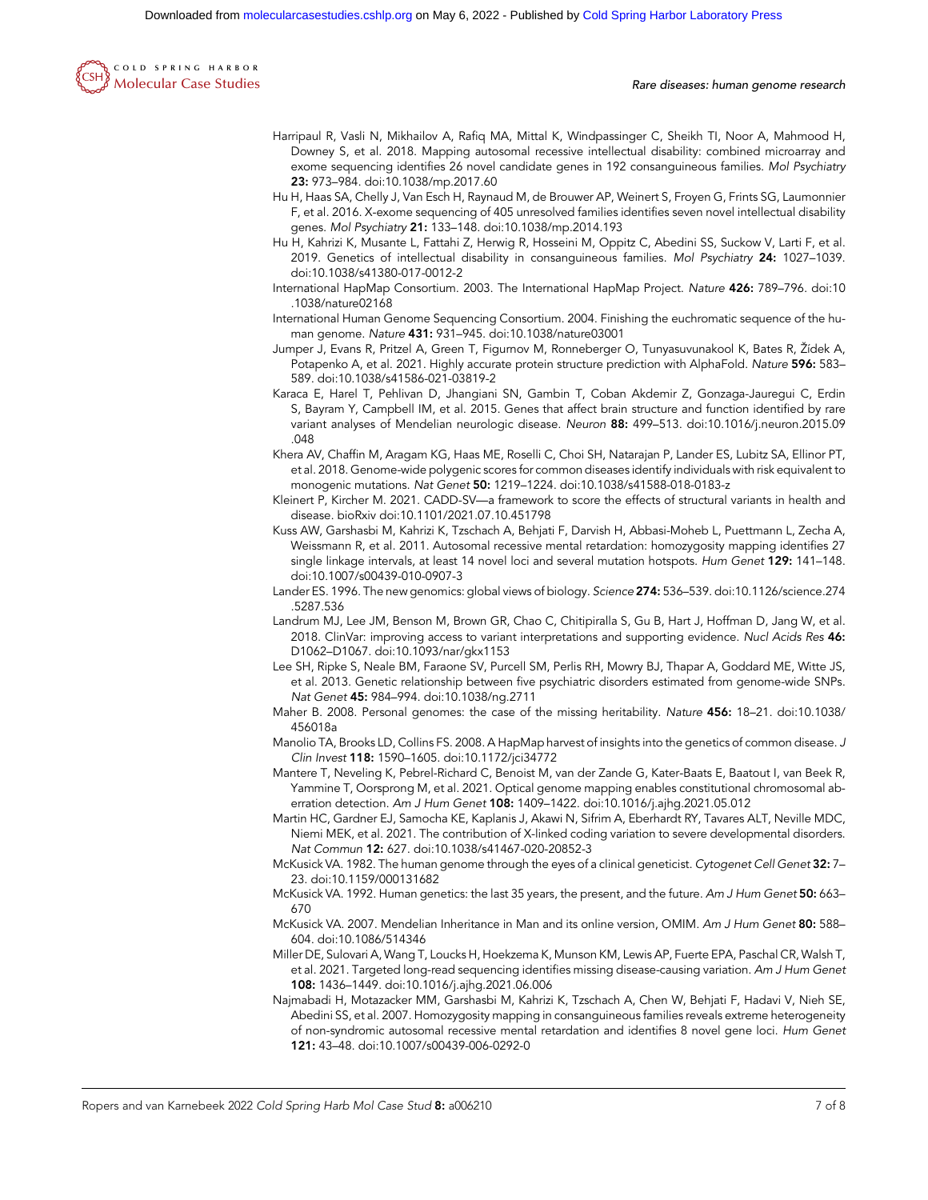Harripaul R, Vasli N, Mikhailov A, Rafiq MA, Mittal K, Windpassinger C, Sheikh TI, Noor A, Mahmood H, Downey S, et al. 2018. Mapping autosomal recessive intellectual disability: combined microarray and exome sequencing identifies 26 novel candidate genes in 192 consanguineous families. *Mol Psychiatry* **23:** 973–984. doi:10.1038/mp.2017.60

Hu H, Haas SA, Chelly J, Van Esch H, Raynaud M, de Brouwer AP, Weinert S, Froyen G, Frints SG, Laumonnier F, et al. 2016. X-exome sequencing of 405 unresolved families identifies seven novel intellectual disability genes. *Mol Psychiatry* **21:** 133–148. doi:10.1038/mp.2014.193

Hu H, Kahrizi K, Musante L, Fattahi Z, Herwig R, Hosseini M, Oppitz C, Abedini SS, Suckow V, Larti F, et al. 2019. Genetics of intellectual disability in consanguineous families. *Mol Psychiatry* **24:** 1027–1039. doi:10.1038/s41380-017-0012-2

International HapMap Consortium. 2003. The International HapMap Project. *Nature* **426:** 789–796. doi:10.1038/nature02168

International Human Genome Sequencing Consortium. 2004. Finishing the euchromatic sequence of the human genome. *Nature* **431:** 931–945. doi:10.1038/nature03001

Jumper J, Evans R, Pritzel A, Green T, Figurnov M, Ronneberger O, Tunyasuvunakool K, Bates R, Žídek A, Potapenko A, et al. 2021. Highly accurate protein structure prediction with AlphaFold. *Nature* **596:** 583–589. doi:10.1038/s41586-021-03819-2

Karaca E, Harel T, Pehlivan D, Jhangiani SN, Gambin T, Coban Akdemir Z, Gonzaga-Jauregui C, Erdin S, Bayram Y, Campbell IM, et al. 2015. Genes that affect brain structure and function identified by rare variant analyses of Mendelian neurologic disease. *Neuron* **88:** 499–513. doi:10.1016/j.neuron.2015.09.048

Khera AV, Chaffin M, Aragam KG, Haas ME, Roselli C, Choi SH, Natarajan P, Lander ES, Lubitz SA, Ellinor PT, et al. 2018. Genome-wide polygenic scores for common diseases identify individuals with risk equivalent to monogenic mutations. *Nat Genet* **50:** 1219–1224. doi:10.1038/s41588-018-0183-z

Kleinert P, Kircher M. 2021. CADD-SV—a framework to score the effects of structural variants in health and disease. bioRxiv doi:10.1101/2021.07.10.451798

Kuss AW, Garshasbi M, Kahrizi K, Tzschach A, Behjati F, Darvish H, Abbasi-Moheb L, Puettmann L, Zecha A, Weissmann R, et al. 2011. Autosomal recessive mental retardation: homozygosity mapping identifies 27 single linkage intervals, at least 14 novel loci and several mutation hotspots. *Hum Genet* **129:** 141–148. doi:10.1007/s00439-010-0907-3

Lander ES. 1996. The new genomics: global views of biology. *Science* **274:** 536–539. doi:10.1126/science.274.5287.536

Landrum MJ, Lee JM, Benson M, Brown GR, Chao C, Chitipiralla S, Gu B, Hart J, Hoffman D, Jang W, et al. 2018. ClinVar: improving access to variant interpretations and supporting evidence. *Nucl Acids Res* **46:** D1062–D1067. doi:10.1093/nar/gkx1153

Lee SH, Ripke S, Neale BM, Faraone SV, Purcell SM, Perlis RH, Mowry BJ, Thapar A, Goddard ME, Witte JS, et al. 2013. Genetic relationship between five psychiatric disorders estimated from genome-wide SNPs. *Nat Genet* **45:** 984–994. doi:10.1038/ng.2711

Maher B. 2008. Personal genomes: the case of the missing heritability. *Nature* **456:** 18–21. doi:10.1038/456018a

Manolio TA, Brooks LD, Collins FS. 2008. A HapMap harvest of insights into the genetics of common disease. *J Clin Invest* **118:** 1590–1605. doi:10.1172/jci34772

Mantere T, Neveling K, Pebrel-Richard C, Benoist M, van der Zande G, Kater-Baats E, Baatout I, van Beek R, Yammine T, Oorsprong M, et al. 2021. Optical genome mapping enables constitutional chromosomal aberration detection. *Am J Hum Genet* **108:** 1409–1422. doi:10.1016/j.ajhg.2021.05.012

Martin HC, Gardner EJ, Samocha KE, Kaplanis J, Akawi N, Sifrim A, Eberhardt RY, Tavares ALT, Neville MDC, Niemi MEK, et al. 2021. The contribution of X-linked coding variation to severe developmental disorders. *Nat Commun* **12:** 627. doi:10.1038/s41467-020-20852-3

McKusick VA. 1982. The human genome through the eyes of a clinical geneticist. *Cytogenet Cell Genet* **32:** 7–23. doi:10.1159/000131682

McKusick VA. 1992. Human genetics: the last 35 years, the present, and the future. *Am J Hum Genet* **50:** 663–670

McKusick VA. 2007. Mendelian Inheritance in Man and its online version, OMIM. *Am J Hum Genet* **80:** 588–604. doi:10.1086/514346

Miller DE, Sulovari A, Wang T, Loucks H, Hoekzema K, Munson KM, Lewis AP, Fuerte EPA, Paschal CR, Walsh T, et al. 2021. Targeted long-read sequencing identifies missing disease-causing variation. *Am J Hum Genet* **108:** 1436–1449. doi:10.1016/j.ajhg.2021.06.006

Najmabadi H, Motazacker MM, Garshasbi M, Kahrizi K, Tzschach A, Chen W, Behjati F, Hadavi V, Nieh SE, Abedini SS, et al. 2007. Homozygosity mapping in consanguineous families reveals extreme heterogeneity of non-syndromic autosomal recessive mental retardation and identifies 8 novel gene loci. *Hum Genet* **121:** 43–48. doi:10.1007/s00439-006-0292-0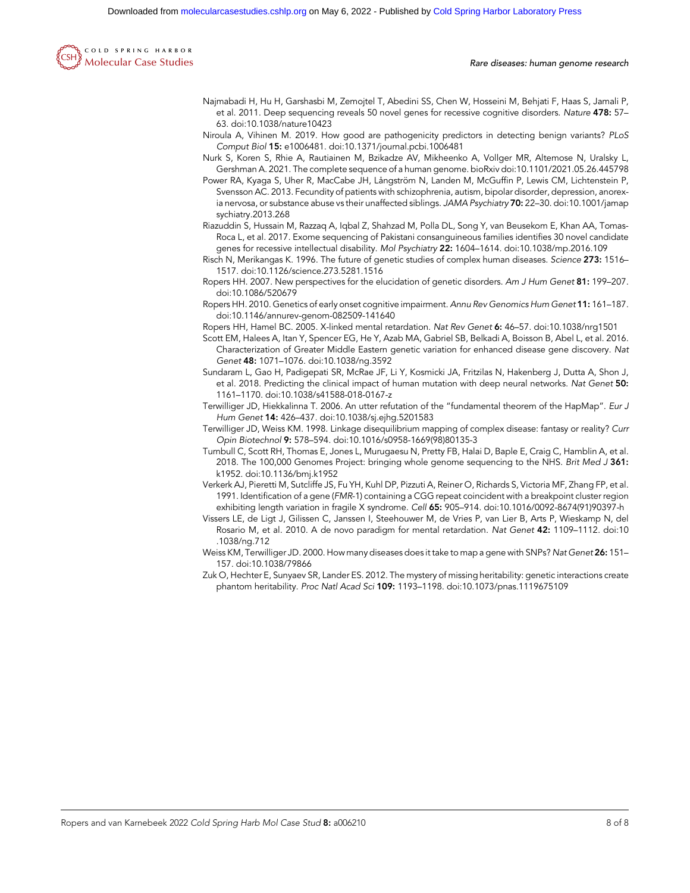Najmabadi H, Hu H, Garshasbi M, Zemojtel T, Abedini SS, Chen W, Hosseini M, Behjati F, Haas S, Jamali P, et al. 2011. Deep sequencing reveals 50 novel genes for recessive cognitive disorders. *Nature* **478:** 57–63. doi:10.1038/nature10423

Niroula A, Vihinen M. 2019. How good are pathogenicity predictors in detecting benign variants? *PLoS Comput Biol* **15:** e1006481. doi:10.1371/journal.pcbi.1006481

Nurk S, Koren S, Rhie A, Rautiainen M, Bzikadze AV, Mikheenko A, Vollger MR, Altemose N, Uralsky L, Gershman A. 2021. The complete sequence of a human genome. bioRxiv doi:10.1101/2021.05.26.445798

Power RA, Kyaga S, Uher R, MacCabe JH, Långström N, Landen M, McGuffin P, Lewis CM, Lichtenstein P, Svensson AC. 2013. Fecundity of patients with schizophrenia, autism, bipolar disorder, depression, anorexia nervosa, or substance abuse vs their unaffected siblings. *JAMA Psychiatry* **70:** 22–30. doi:10.1001/jamapsychiatry.2013.268

Riazuddin S, Hussain M, Razzaq A, Iqbal Z, Shahzad M, Polla DL, Song Y, van Beusekom E, Khan AA, Tomas-Roca L, et al. 2017. Exome sequencing of Pakistani consanguineous families identifies 30 novel candidate genes for recessive intellectual disability. *Mol Psychiatry* **22:** 1604–1614. doi:10.1038/mp.2016.109

Risch N, Merikangas K. 1996. The future of genetic studies of complex human diseases. *Science* **273:** 1516–1517. doi:10.1126/science.273.5281.1516

Ropers HH. 2007. New perspectives for the elucidation of genetic disorders. *Am J Hum Genet* **81:** 199–207. doi:10.1086/520679

Ropers HH. 2010. Genetics of early onset cognitive impairment. *Annu Rev Genomics Hum Genet* **11:** 161–187. doi:10.1146/annurev-genom-082509-141640

Ropers HH, Hamel BC. 2005. X-linked mental retardation. *Nat Rev Genet* **6:** 46–57. doi:10.1038/nrg1501

Scott EM, Halees A, Itan Y, Spencer EG, He Y, Azab MA, Gabriel SB, Belkadi A, Boisson B, Abel L, et al. 2016. Characterization of Greater Middle Eastern genetic variation for enhanced disease gene discovery. *Nat Genet* **48:** 1071–1076. doi:10.1038/ng.3592

Sundaram L, Gao H, Padigepati SR, McRae JF, Li Y, Kosmicki JA, Fritzilas N, Hakenberg J, Dutta A, Shon J, et al. 2018. Predicting the clinical impact of human mutation with deep neural networks. *Nat Genet* **50:** 1161–1170. doi:10.1038/s41588-018-0167-z

Terwilliger JD, Hiekkalinna T. 2006. An utter refutation of the "fundamental theorem of the HapMap". *Eur J Hum Genet* **14:** 426–437. doi:10.1038/sj.ejhg.5201583

Terwilliger JD, Weiss KM. 1998. Linkage disequilibrium mapping of complex disease: fantasy or reality? *Curr Opin Biotechnol* **9:** 578–594. doi:10.1016/s0958-1669(98)80135-3

Turnbull C, Scott RH, Thomas E, Jones L, Murugaesu N, Pretty FB, Halai D, Baple E, Craig C, Hamblin A, et al. 2018. The 100,000 Genomes Project: bringing whole genome sequencing to the NHS. *Brit Med J* **361:** k1952. doi:10.1136/bmj.k1952

Verkerk AJ, Pieretti M, Sutcliffe JS, Fu YH, Kuhl DP, Pizzuti A, Reiner O, Richards S, Victoria MF, Zhang FP, et al. 1991. Identification of a gene (*FMR-1*) containing a CGG repeat coincident with a breakpoint cluster region exhibiting length variation in fragile X syndrome. *Cell* **65:** 905–914. doi:10.1016/0092-8674(91)90397-h

Vissers LE, de Ligt J, Gilissen C, Janssen I, Steehouwer M, de Vries P, van Lier B, Arts P, Wieskamp N, del Rosario M, et al. 2010. A de novo paradigm for mental retardation. *Nat Genet* **42:** 1109–1112. doi:10.1038/ng.712

Weiss KM, Terwilliger JD. 2000. How many diseases does it take to map a gene with SNPs? *Nat Genet* **26:** 151–157. doi:10.1038/79866

Zuk O, Hechter E, Sunyaev SR, Lander ES. 2012. The mystery of missing heritability: genetic interactions create phantom heritability. *Proc Natl Acad Sci* **109:** 1193–1198. doi:10.1073/pnas.1119675109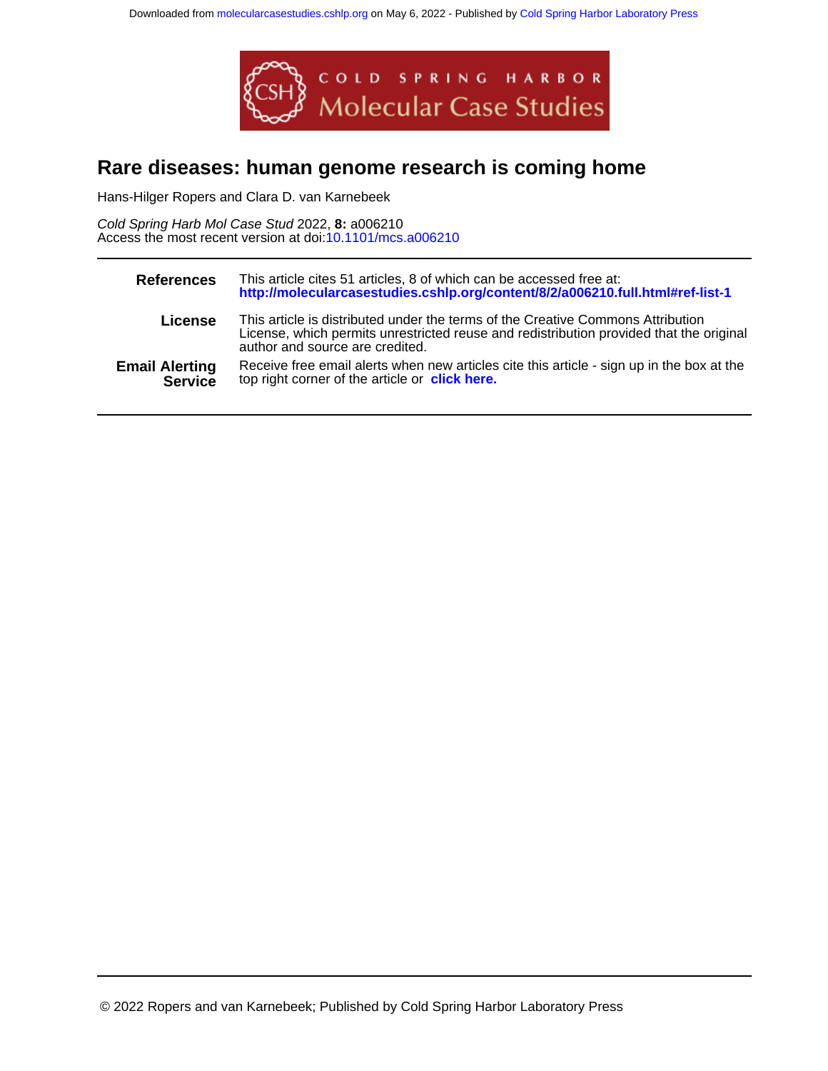# Rare diseases: human genome research is coming home

Hans-Hilger Ropers and Clara D. van Karnebeek

*Cold Spring Harb Mol Case Stud* 2022, **8:** a006210
Access the most recent version at doi:10.1101/mcs.a006210

| | |
|---|---|
| **References** | This article cites 51 articles, 8 of which can be accessed free at: **http://molecularcasestudies.cshlp.org/content/8/2/a006210.full.html#ref-list-1** |
| **License** | This article is distributed under the terms of the Creative Commons Attribution License, which permits unrestricted reuse and redistribution provided that the original author and source are credited. |
| **Email Alerting Service** | Receive free email alerts when new articles cite this article - sign up in the box at the top right corner of the article or **click here.** |

© 2022 Ropers and van Karnebeek; Published by Cold Spring Harbor Laboratory Press